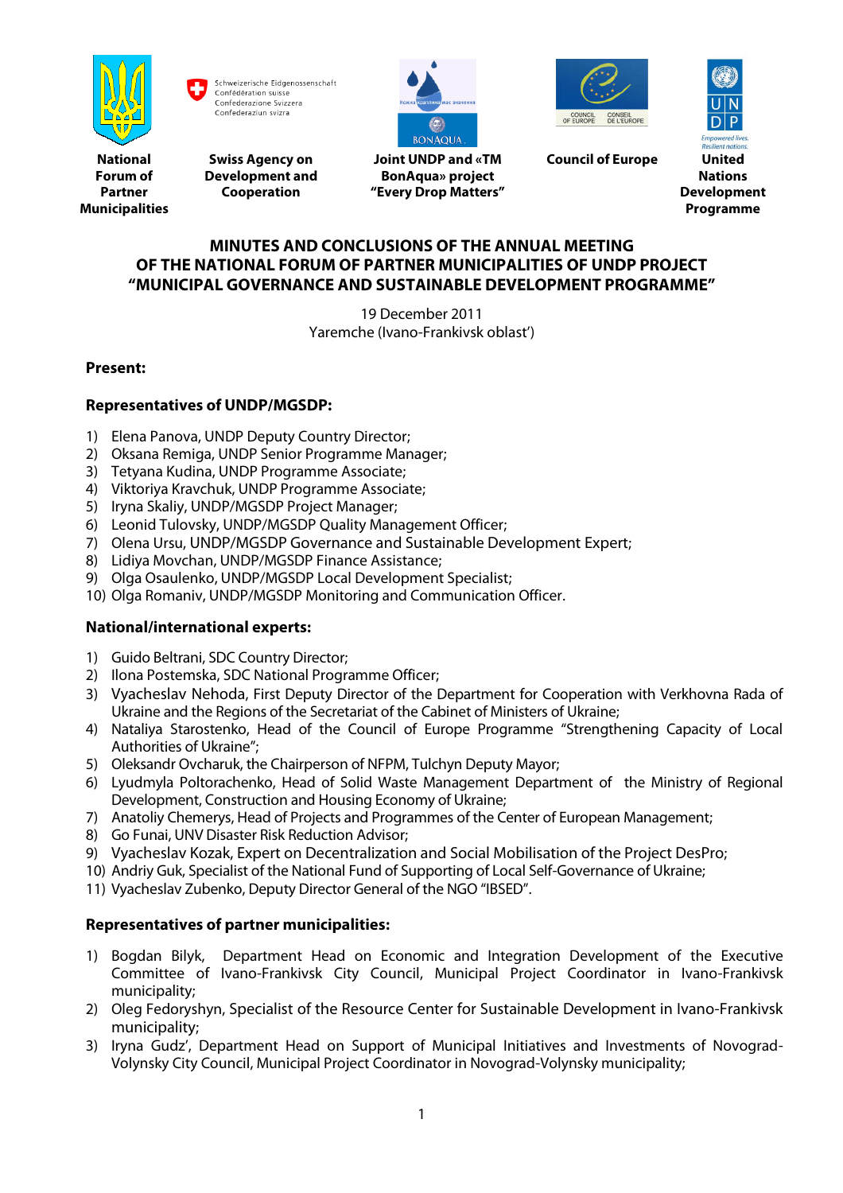**National Forum of Partner Municipalities** | **Swiss Agency on Development and Cooperation** | **Joint UNDP and «TM BonAqua» project "Every Drop Matters"** | **Council of Europe** | **United Nations Development Programme**

# MINUTES AND CONCLUSIONS OF THE ANNUAL MEETING OF THE NATIONAL FORUM OF PARTNER MUNICIPALITIES OF UNDP PROJECT "MUNICIPAL GOVERNANCE AND SUSTAINABLE DEVELOPMENT PROGRAMME"

19 December 2011
Yaremche (Ivano-Frankivsk oblast')

**Present:**

**Representatives of UNDP/MGSDP:**

1) Elena Panova, UNDP Deputy Country Director;
2) Oksana Remiga, UNDP Senior Programme Manager;
3) Tetyana Kudina, UNDP Programme Associate;
4) Viktoriya Kravchuk, UNDP Programme Associate;
5) Iryna Skaliy, UNDP/MGSDP Project Manager;
6) Leonid Tulovsky, UNDP/MGSDP Quality Management Officer;
7) Olena Ursu, UNDP/MGSDP Governance and Sustainable Development Expert;
8) Lidiya Movchan, UNDP/MGSDP Finance Assistance;
9) Olga Osaulenko, UNDP/MGSDP Local Development Specialist;
10) Olga Romaniv, UNDP/MGSDP Monitoring and Communication Officer.

**National/international experts:**

1) Guido Beltrani, SDC Country Director;
2) Ilona Postemska, SDC National Programme Officer;
3) Vyacheslav Nehoda, First Deputy Director of the Department for Cooperation with Verkhovna Rada of Ukraine and the Regions of the Secretariat of the Cabinet of Ministers of Ukraine;
4) Nataliya Starostenko, Head of the Council of Europe Programme "Strengthening Capacity of Local Authorities of Ukraine";
5) Oleksandr Ovcharuk, the Chairperson of NFPM, Tulchyn Deputy Mayor;
6) Lyudmyla Poltorachenko, Head of Solid Waste Management Department of the Ministry of Regional Development, Construction and Housing Economy of Ukraine;
7) Anatoliy Chemerys, Head of Projects and Programmes of the Center of European Management;
8) Go Funai, UNV Disaster Risk Reduction Advisor;
9) Vyacheslav Kozak, Expert on Decentralization and Social Mobilisation of the Project DesPro;
10) Andriy Guk, Specialist of the National Fund of Supporting of Local Self-Governance of Ukraine;
11) Vyacheslav Zubenko, Deputy Director General of the NGO "IBSED".

**Representatives of partner municipalities:**

1) Bogdan Bilyk, Department Head on Economic and Integration Development of the Executive Committee of Ivano-Frankivsk City Council, Municipal Project Coordinator in Ivano-Frankivsk municipality;
2) Oleg Fedoryshyn, Specialist of the Resource Center for Sustainable Development in Ivano-Frankivsk municipality;
3) Iryna Gudz', Department Head on Support of Municipal Initiatives and Investments of Novograd-Volynsky City Council, Municipal Project Coordinator in Novograd-Volynsky municipality;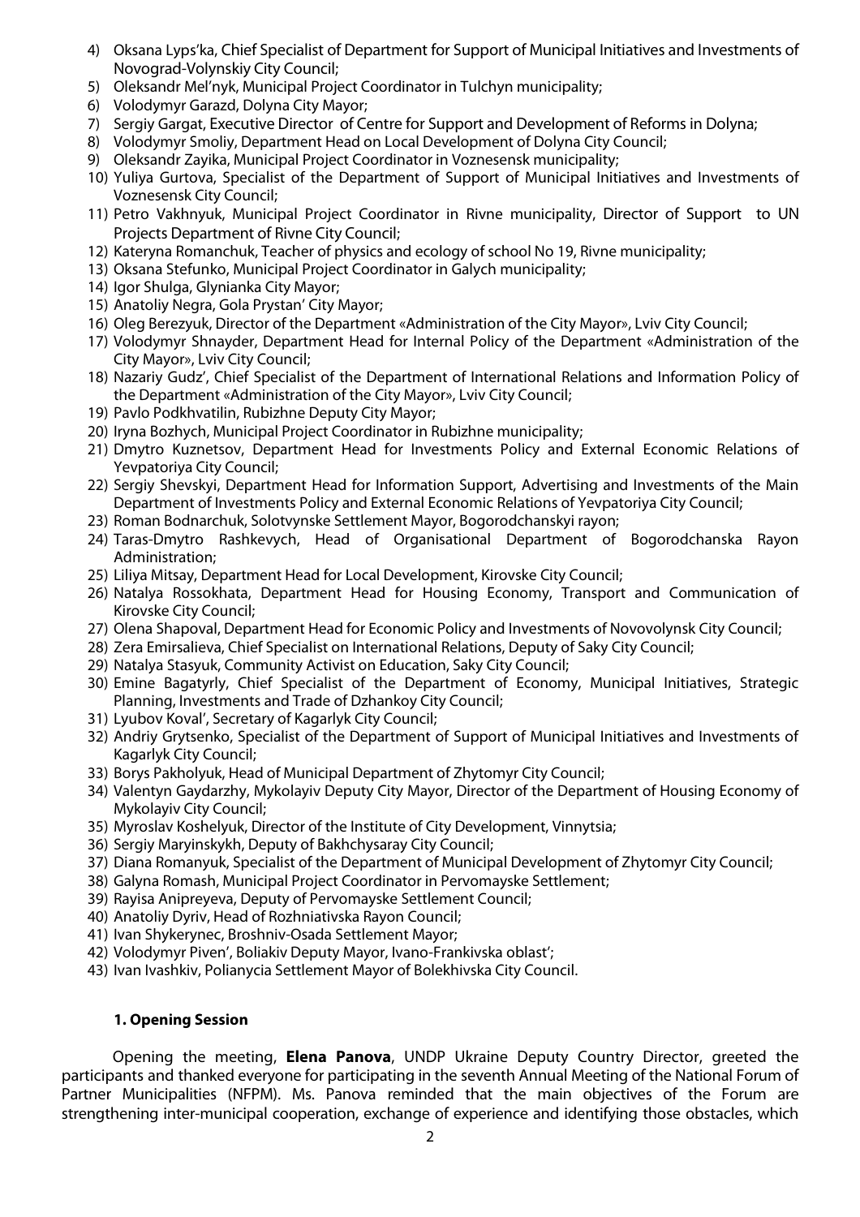4) Oksana Lyps'ka, Chief Specialist of Department for Support of Municipal Initiatives and Investments of Novograd-Volynskiy City Council;
5) Oleksandr Mel'nyk, Municipal Project Coordinator in Tulchyn municipality;
6) Volodymyr Garazd, Dolyna City Mayor;
7) Sergiy Gargat, Executive Director of Centre for Support and Development of Reforms in Dolyna;
8) Volodymyr Smoliy, Department Head on Local Development of Dolyna City Council;
9) Oleksandr Zayika, Municipal Project Coordinator in Voznesensk municipality;
10) Yuliya Gurtova, Specialist of the Department of Support of Municipal Initiatives and Investments of Voznesensk City Council;
11) Petro Vakhnyuk, Municipal Project Coordinator in Rivne municipality, Director of Support to UN Projects Department of Rivne City Council;
12) Kateryna Romanchuk, Teacher of physics and ecology of school No 19, Rivne municipality;
13) Oksana Stefunko, Municipal Project Coordinator in Galych municipality;
14) Igor Shulga, Glynianka City Mayor;
15) Anatoliy Negra, Gola Prystan' City Mayor;
16) Oleg Berezyuk, Director of the Department «Administration of the City Mayor», Lviv City Council;
17) Volodymyr Shnayder, Department Head for Internal Policy of the Department «Administration of the City Mayor», Lviv City Council;
18) Nazariy Gudz', Chief Specialist of the Department of International Relations and Information Policy of the Department «Administration of the City Mayor», Lviv City Council;
19) Pavlo Podkhvatilin, Rubizhne Deputy City Mayor;
20) Iryna Bozhych, Municipal Project Coordinator in Rubizhne municipality;
21) Dmytro Kuznetsov, Department Head for Investments Policy and External Economic Relations of Yevpatoriya City Council;
22) Sergiy Shevskyi, Department Head for Information Support, Advertising and Investments of the Main Department of Investments Policy and External Economic Relations of Yevpatoriya City Council;
23) Roman Bodnarchuk, Solotvynske Settlement Mayor, Bogorodchanskyi rayon;
24) Taras-Dmytro Rashkevych, Head of Organisational Department of Bogorodchanska Rayon Administration;
25) Liliya Mitsay, Department Head for Local Development, Kirovske City Council;
26) Natalya Rossokhata, Department Head for Housing Economy, Transport and Communication of Kirovske City Council;
27) Olena Shapoval, Department Head for Economic Policy and Investments of Novovolynsk City Council;
28) Zera Emirsalieva, Chief Specialist on International Relations, Deputy of Saky City Council;
29) Natalya Stasyuk, Community Activist on Education, Saky City Council;
30) Emine Bagatyrly, Chief Specialist of the Department of Economy, Municipal Initiatives, Strategic Planning, Investments and Trade of Dzhankoy City Council;
31) Lyubov Koval', Secretary of Kagarlyk City Council;
32) Andriy Grytsenko, Specialist of the Department of Support of Municipal Initiatives and Investments of Kagarlyk City Council;
33) Borys Pakholyuk, Head of Municipal Department of Zhytomyr City Council;
34) Valentyn Gaydarzhy, Mykolayiv Deputy City Mayor, Director of the Department of Housing Economy of Mykolayiv City Council;
35) Myroslav Koshelyuk, Director of the Institute of City Development, Vinnytsia;
36) Sergiy Maryinskykh, Deputy of Bakhchysaray City Council;
37) Diana Romanyuk, Specialist of the Department of Municipal Development of Zhytomyr City Council;
38) Galyna Romash, Municipal Project Coordinator in Pervomayske Settlement;
39) Rayisa Anipreyeva, Deputy of Pervomayske Settlement Council;
40) Anatoliy Dyriv, Head of Rozhniativska Rayon Council;
41) Ivan Shykerynec, Broshniv-Osada Settlement Mayor;
42) Volodymyr Piven', Boliakiv Deputy Mayor, Ivano-Frankivska oblast';
43) Ivan Ivashkiv, Polianycia Settlement Mayor of Bolekhivska City Council.

### 1. Opening Session

Opening the meeting, **Elena Panova**, UNDP Ukraine Deputy Country Director, greeted the participants and thanked everyone for participating in the seventh Annual Meeting of the National Forum of Partner Municipalities (NFPM). Ms. Panova reminded that the main objectives of the Forum are strengthening inter-municipal cooperation, exchange of experience and identifying those obstacles, which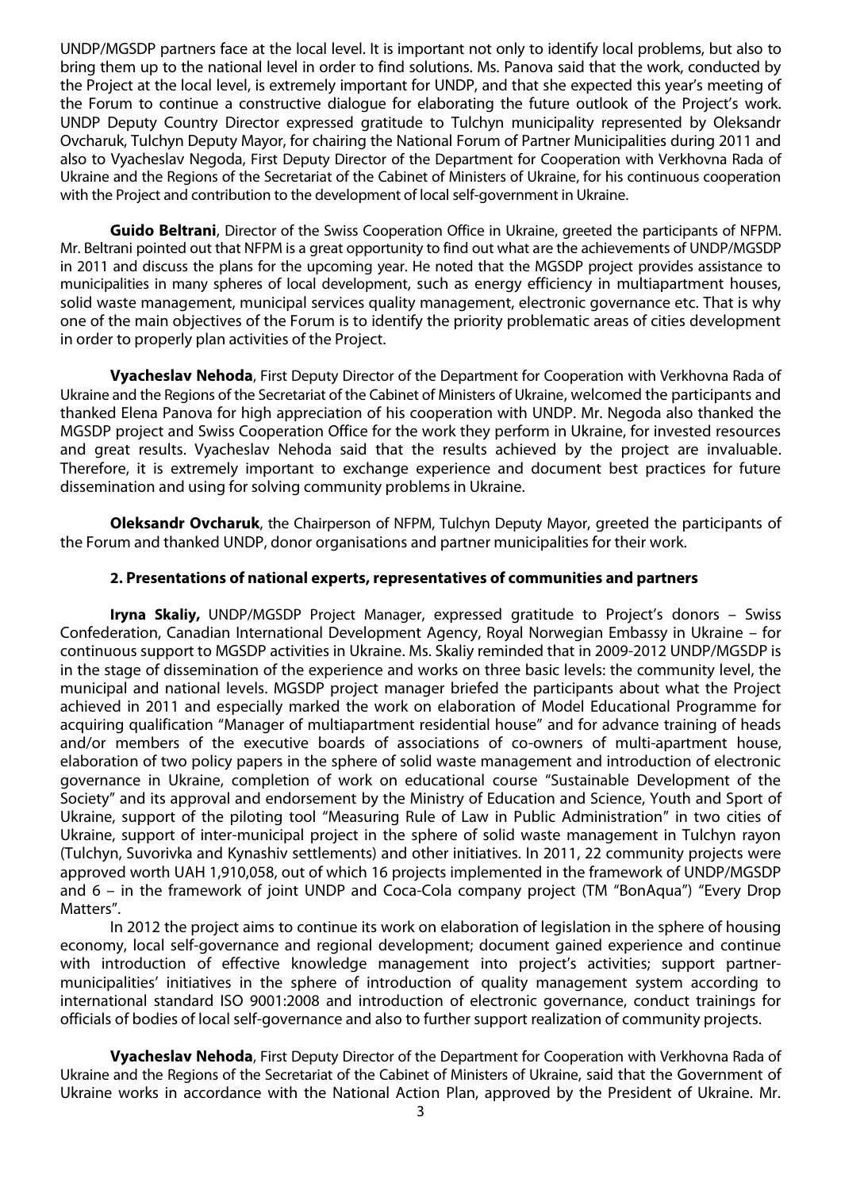UNDP/MGSDP partners face at the local level. It is important not only to identify local problems, but also to bring them up to the national level in order to find solutions. Ms. Panova said that the work, conducted by the Project at the local level, is extremely important for UNDP, and that she expected this year's meeting of the Forum to continue a constructive dialogue for elaborating the future outlook of the Project's work. UNDP Deputy Country Director expressed gratitude to Tulchyn municipality represented by Oleksandr Ovcharuk, Tulchyn Deputy Mayor, for chairing the National Forum of Partner Municipalities during 2011 and also to Vyacheslav Negoda, First Deputy Director of the Department for Cooperation with Verkhovna Rada of Ukraine and the Regions of the Secretariat of the Cabinet of Ministers of Ukraine, for his continuous cooperation with the Project and contribution to the development of local self-government in Ukraine.

**Guido Beltrani**, Director of the Swiss Cooperation Office in Ukraine, greeted the participants of NFPM. Mr. Beltrani pointed out that NFPM is a great opportunity to find out what are the achievements of UNDP/MGSDP in 2011 and discuss the plans for the upcoming year. He noted that the MGSDP project provides assistance to municipalities in many spheres of local development, such as energy efficiency in multiapartment houses, solid waste management, municipal services quality management, electronic governance etc. That is why one of the main objectives of the Forum is to identify the priority problematic areas of cities development in order to properly plan activities of the Project.

**Vyacheslav Nehoda**, First Deputy Director of the Department for Cooperation with Verkhovna Rada of Ukraine and the Regions of the Secretariat of the Cabinet of Ministers of Ukraine, welcomed the participants and thanked Elena Panova for high appreciation of his cooperation with UNDP. Mr. Negoda also thanked the MGSDP project and Swiss Cooperation Office for the work they perform in Ukraine, for invested resources and great results. Vyacheslav Nehoda said that the results achieved by the project are invaluable. Therefore, it is extremely important to exchange experience and document best practices for future dissemination and using for solving community problems in Ukraine.

**Oleksandr Ovcharuk**, the Chairperson of NFPM, Tulchyn Deputy Mayor, greeted the participants of the Forum and thanked UNDP, donor organisations and partner municipalities for their work.

**2. Presentations of national experts, representatives of communities and partners**

**Iryna Skaliy,** UNDP/MGSDP Project Manager, expressed gratitude to Project's donors – Swiss Confederation, Canadian International Development Agency, Royal Norwegian Embassy in Ukraine – for continuous support to MGSDP activities in Ukraine. Ms. Skaliy reminded that in 2009-2012 UNDP/MGSDP is in the stage of dissemination of the experience and works on three basic levels: the community level, the municipal and national levels. MGSDP project manager briefed the participants about what the Project achieved in 2011 and especially marked the work on elaboration of Model Educational Programme for acquiring qualification "Manager of multiapartment residential house" and for advance training of heads and/or members of the executive boards of associations of co-owners of multi-apartment house, elaboration of two policy papers in the sphere of solid waste management and introduction of electronic governance in Ukraine, completion of work on educational course "Sustainable Development of the Society" and its approval and endorsement by the Ministry of Education and Science, Youth and Sport of Ukraine, support of the piloting tool "Measuring Rule of Law in Public Administration" in two cities of Ukraine, support of inter-municipal project in the sphere of solid waste management in Tulchyn rayon (Tulchyn, Suvorivka and Kynashiv settlements) and other initiatives. In 2011, 22 community projects were approved worth UAH 1,910,058, out of which 16 projects implemented in the framework of UNDP/MGSDP and 6 – in the framework of joint UNDP and Coca-Cola company project (TM "BonAqua") "Every Drop Matters".

In 2012 the project aims to continue its work on elaboration of legislation in the sphere of housing economy, local self-governance and regional development; document gained experience and continue with introduction of effective knowledge management into project's activities; support partner-municipalities' initiatives in the sphere of introduction of quality management system according to international standard ISO 9001:2008 and introduction of electronic governance, conduct trainings for officials of bodies of local self-governance and also to further support realization of community projects.

**Vyacheslav Nehoda**, First Deputy Director of the Department for Cooperation with Verkhovna Rada of Ukraine and the Regions of the Secretariat of the Cabinet of Ministers of Ukraine, said that the Government of Ukraine works in accordance with the National Action Plan, approved by the President of Ukraine. Mr.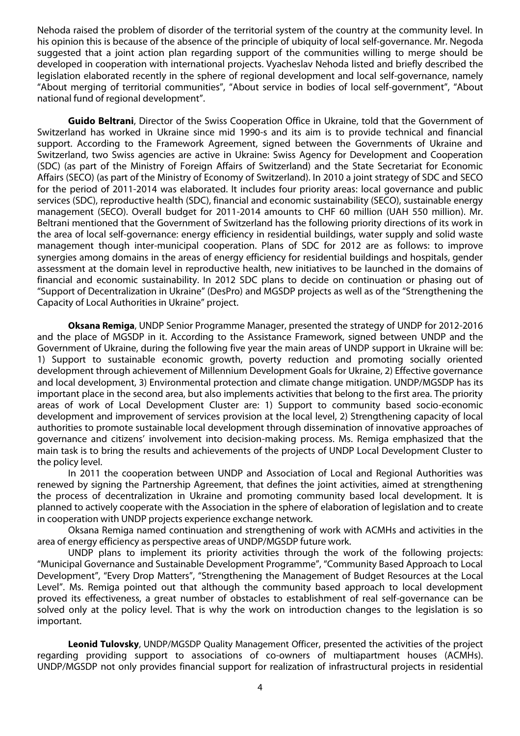Nehoda raised the problem of disorder of the territorial system of the country at the community level. In his opinion this is because of the absence of the principle of ubiquity of local self-governance. Mr. Negoda suggested that a joint action plan regarding support of the communities willing to merge should be developed in cooperation with international projects. Vyacheslav Nehoda listed and briefly described the legislation elaborated recently in the sphere of regional development and local self-governance, namely "About merging of territorial communities", "About service in bodies of local self-government", "About national fund of regional development".

**Guido Beltrani**, Director of the Swiss Cooperation Office in Ukraine, told that the Government of Switzerland has worked in Ukraine since mid 1990-s and its aim is to provide technical and financial support. According to the Framework Agreement, signed between the Governments of Ukraine and Switzerland, two Swiss agencies are active in Ukraine: Swiss Agency for Development and Cooperation (SDC) (as part of the Ministry of Foreign Affairs of Switzerland) and the State Secretariat for Economic Affairs (SECO) (as part of the Ministry of Economy of Switzerland). In 2010 a joint strategy of SDC and SECO for the period of 2011-2014 was elaborated. It includes four priority areas: local governance and public services (SDC), reproductive health (SDC), financial and economic sustainability (SECO), sustainable energy management (SECO). Overall budget for 2011-2014 amounts to CHF 60 million (UAH 550 million). Mr. Beltrani mentioned that the Government of Switzerland has the following priority directions of its work in the area of local self-governance: energy efficiency in residential buildings, water supply and solid waste management though inter-municipal cooperation. Plans of SDC for 2012 are as follows: to improve synergies among domains in the areas of energy efficiency for residential buildings and hospitals, gender assessment at the domain level in reproductive health, new initiatives to be launched in the domains of financial and economic sustainability. In 2012 SDC plans to decide on continuation or phasing out of "Support of Decentralization in Ukraine" (DesPro) and MGSDP projects as well as of the "Strengthening the Capacity of Local Authorities in Ukraine" project.

**Oksana Remiga**, UNDP Senior Programme Manager, presented the strategy of UNDP for 2012-2016 and the place of MGSDP in it. According to the Assistance Framework, signed between UNDP and the Government of Ukraine, during the following five year the main areas of UNDP support in Ukraine will be: 1) Support to sustainable economic growth, poverty reduction and promoting socially oriented development through achievement of Millennium Development Goals for Ukraine, 2) Effective governance and local development, 3) Environmental protection and climate change mitigation. UNDP/MGSDP has its important place in the second area, but also implements activities that belong to the first area. The priority areas of work of Local Development Cluster are: 1) Support to community based socio-economic development and improvement of services provision at the local level, 2) Strengthening capacity of local authorities to promote sustainable local development through dissemination of innovative approaches of governance and citizens' involvement into decision-making process. Ms. Remiga emphasized that the main task is to bring the results and achievements of the projects of UNDP Local Development Cluster to the policy level.

In 2011 the cooperation between UNDP and Association of Local and Regional Authorities was renewed by signing the Partnership Agreement, that defines the joint activities, aimed at strengthening the process of decentralization in Ukraine and promoting community based local development. It is planned to actively cooperate with the Association in the sphere of elaboration of legislation and to create in cooperation with UNDP projects experience exchange network.

Oksana Remiga named continuation and strengthening of work with ACMHs and activities in the area of energy efficiency as perspective areas of UNDP/MGSDP future work.

UNDP plans to implement its priority activities through the work of the following projects: "Municipal Governance and Sustainable Development Programme", "Community Based Approach to Local Development", "Every Drop Matters", "Strengthening the Management of Budget Resources at the Local Level". Ms. Remiga pointed out that although the community based approach to local development proved its effectiveness, a great number of obstacles to establishment of real self-governance can be solved only at the policy level. That is why the work on introduction changes to the legislation is so important.

**Leonid Tulovsky**, UNDP/MGSDP Quality Management Officer, presented the activities of the project regarding providing support to associations of co-owners of multiapartment houses (ACMHs). UNDP/MGSDP not only provides financial support for realization of infrastructural projects in residential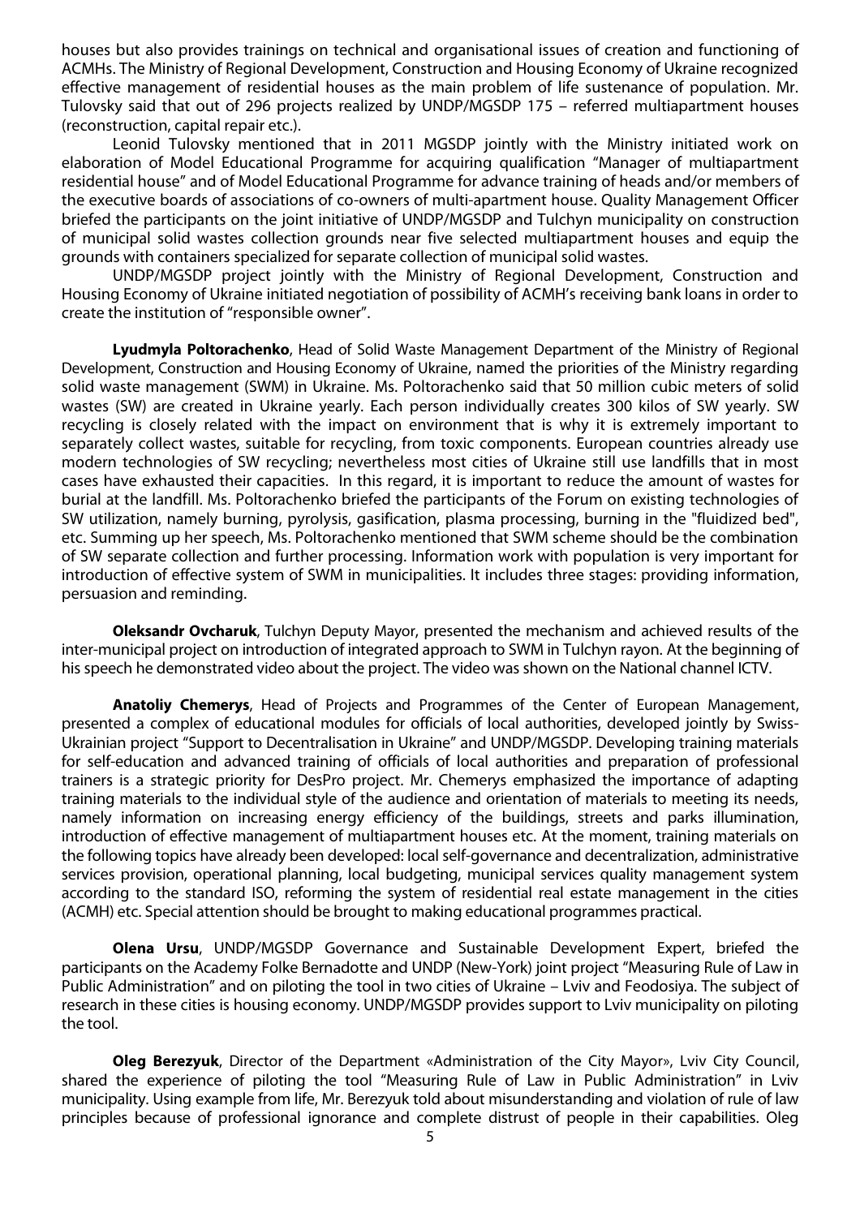houses but also provides trainings on technical and organisational issues of creation and functioning of ACMHs. The Ministry of Regional Development, Construction and Housing Economy of Ukraine recognized effective management of residential houses as the main problem of life sustenance of population. Mr. Tulovsky said that out of 296 projects realized by UNDP/MGSDP 175 – referred multiapartment houses (reconstruction, capital repair etc.).

Leonid Tulovsky mentioned that in 2011 MGSDP jointly with the Ministry initiated work on elaboration of Model Educational Programme for acquiring qualification "Manager of multiapartment residential house" and of Model Educational Programme for advance training of heads and/or members of the executive boards of associations of co-owners of multi-apartment house. Quality Management Officer briefed the participants on the joint initiative of UNDP/MGSDP and Tulchyn municipality on construction of municipal solid wastes collection grounds near five selected multiapartment houses and equip the grounds with containers specialized for separate collection of municipal solid wastes.

UNDP/MGSDP project jointly with the Ministry of Regional Development, Construction and Housing Economy of Ukraine initiated negotiation of possibility of ACMH's receiving bank loans in order to create the institution of "responsible owner".

**Lyudmyla Poltorachenko**, Head of Solid Waste Management Department of the Ministry of Regional Development, Construction and Housing Economy of Ukraine, named the priorities of the Ministry regarding solid waste management (SWM) in Ukraine. Ms. Poltorachenko said that 50 million cubic meters of solid wastes (SW) are created in Ukraine yearly. Each person individually creates 300 kilos of SW yearly. SW recycling is closely related with the impact on environment that is why it is extremely important to separately collect wastes, suitable for recycling, from toxic components. European countries already use modern technologies of SW recycling; nevertheless most cities of Ukraine still use landfills that in most cases have exhausted their capacities. In this regard, it is important to reduce the amount of wastes for burial at the landfill. Ms. Poltorachenko briefed the participants of the Forum on existing technologies of SW utilization, namely burning, pyrolysis, gasification, plasma processing, burning in the "fluidized bed", etc. Summing up her speech, Ms. Poltorachenko mentioned that SWM scheme should be the combination of SW separate collection and further processing. Information work with population is very important for introduction of effective system of SWM in municipalities. It includes three stages: providing information, persuasion and reminding.

**Oleksandr Ovcharuk**, Tulchyn Deputy Mayor, presented the mechanism and achieved results of the inter-municipal project on introduction of integrated approach to SWM in Tulchyn rayon. At the beginning of his speech he demonstrated video about the project. The video was shown on the National channel ICTV.

**Anatoliy Chemerys**, Head of Projects and Programmes of the Center of European Management, presented a complex of educational modules for officials of local authorities, developed jointly by Swiss-Ukrainian project "Support to Decentralisation in Ukraine" and UNDP/MGSDP. Developing training materials for self-education and advanced training of officials of local authorities and preparation of professional trainers is a strategic priority for DesPro project. Mr. Chemerys emphasized the importance of adapting training materials to the individual style of the audience and orientation of materials to meeting its needs, namely information on increasing energy efficiency of the buildings, streets and parks illumination, introduction of effective management of multiapartment houses etc. At the moment, training materials on the following topics have already been developed: local self-governance and decentralization, administrative services provision, operational planning, local budgeting, municipal services quality management system according to the standard ISO, reforming the system of residential real estate management in the cities (ACMH) etc. Special attention should be brought to making educational programmes practical.

**Olena Ursu**, UNDP/MGSDP Governance and Sustainable Development Expert, briefed the participants on the Academy Folke Bernadotte and UNDP (New-York) joint project "Measuring Rule of Law in Public Administration" and on piloting the tool in two cities of Ukraine – Lviv and Feodosiya. The subject of research in these cities is housing economy. UNDP/MGSDP provides support to Lviv municipality on piloting the tool.

**Oleg Berezyuk**, Director of the Department «Administration of the City Mayor», Lviv City Council, shared the experience of piloting the tool "Measuring Rule of Law in Public Administration" in Lviv municipality. Using example from life, Mr. Berezyuk told about misunderstanding and violation of rule of law principles because of professional ignorance and complete distrust of people in their capabilities. Oleg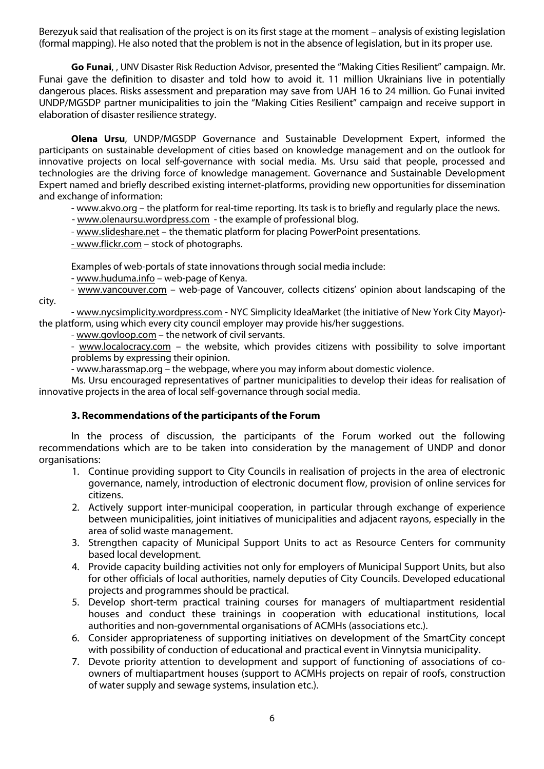Berezyuk said that realisation of the project is on its first stage at the moment – analysis of existing legislation (formal mapping). He also noted that the problem is not in the absence of legislation, but in its proper use.

**Go Funai**, , UNV Disaster Risk Reduction Advisor, presented the "Making Cities Resilient" campaign. Mr. Funai gave the definition to disaster and told how to avoid it. 11 million Ukrainians live in potentially dangerous places. Risks assessment and preparation may save from UAH 16 to 24 million. Go Funai invited UNDP/MGSDP partner municipalities to join the "Making Cities Resilient" campaign and receive support in elaboration of disaster resilience strategy.

**Olena Ursu**, UNDP/MGSDP Governance and Sustainable Development Expert, informed the participants on sustainable development of cities based on knowledge management and on the outlook for innovative projects on local self-governance with social media. Ms. Ursu said that people, processed and technologies are the driving force of knowledge management. Governance and Sustainable Development Expert named and briefly described existing internet-platforms, providing new opportunities for dissemination and exchange of information:

- www.akvo.org – the platform for real-time reporting. Its task is to briefly and regularly place the news.
- www.olenaursu.wordpress.com - the example of professional blog.
- www.slideshare.net – the thematic platform for placing PowerPoint presentations.
- www.flickr.com – stock of photographs.

Examples of web-portals of state innovations through social media include:

- www.huduma.info – web-page of Kenya.
- www.vancouver.com – web-page of Vancouver, collects citizens' opinion about landscaping of the city.
- www.nycsimplicity.wordpress.com - NYC Simplicity IdeaMarket (the initiative of New York City Mayor)- the platform, using which every city council employer may provide his/her suggestions.
- www.govloop.com – the network of civil servants.
- www.localocracy.com – the website, which provides citizens with possibility to solve important problems by expressing their opinion.
- www.harassmap.org – the webpage, where you may inform about domestic violence.

Ms. Ursu encouraged representatives of partner municipalities to develop their ideas for realisation of innovative projects in the area of local self-governance through social media.

### 3. Recommendations of the participants of the Forum

In the process of discussion, the participants of the Forum worked out the following recommendations which are to be taken into consideration by the management of UNDP and donor organisations:

1. Continue providing support to City Councils in realisation of projects in the area of electronic governance, namely, introduction of electronic document flow, provision of online services for citizens.
2. Actively support inter-municipal cooperation, in particular through exchange of experience between municipalities, joint initiatives of municipalities and adjacent rayons, especially in the area of solid waste management.
3. Strengthen capacity of Municipal Support Units to act as Resource Centers for community based local development.
4. Provide capacity building activities not only for employers of Municipal Support Units, but also for other officials of local authorities, namely deputies of City Councils. Developed educational projects and programmes should be practical.
5. Develop short-term practical training courses for managers of multiapartment residential houses and conduct these trainings in cooperation with educational institutions, local authorities and non-governmental organisations of ACMHs (associations etc.).
6. Consider appropriateness of supporting initiatives on development of the SmartCity concept with possibility of conduction of educational and practical event in Vinnytsia municipality.
7. Devote priority attention to development and support of functioning of associations of co-owners of multiapartment houses (support to ACMHs projects on repair of roofs, construction of water supply and sewage systems, insulation etc.).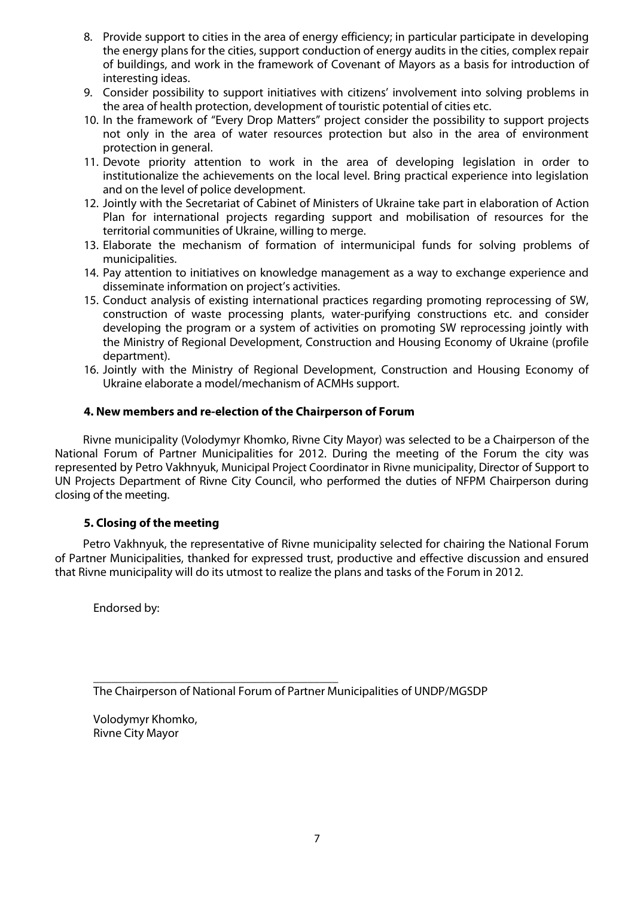8. Provide support to cities in the area of energy efficiency; in particular participate in developing the energy plans for the cities, support conduction of energy audits in the cities, complex repair of buildings, and work in the framework of Covenant of Mayors as a basis for introduction of interesting ideas.
9. Consider possibility to support initiatives with citizens' involvement into solving problems in the area of health protection, development of touristic potential of cities etc.
10. In the framework of "Every Drop Matters" project consider the possibility to support projects not only in the area of water resources protection but also in the area of environment protection in general.
11. Devote priority attention to work in the area of developing legislation in order to institutionalize the achievements on the local level. Bring practical experience into legislation and on the level of police development.
12. Jointly with the Secretariat of Cabinet of Ministers of Ukraine take part in elaboration of Action Plan for international projects regarding support and mobilisation of resources for the territorial communities of Ukraine, willing to merge.
13. Elaborate the mechanism of formation of intermunicipal funds for solving problems of municipalities.
14. Pay attention to initiatives on knowledge management as a way to exchange experience and disseminate information on project's activities.
15. Conduct analysis of existing international practices regarding promoting reprocessing of SW, construction of waste processing plants, water-purifying constructions etc. and consider developing the program or a system of activities on promoting SW reprocessing jointly with the Ministry of Regional Development, Construction and Housing Economy of Ukraine (profile department).
16. Jointly with the Ministry of Regional Development, Construction and Housing Economy of Ukraine elaborate a model/mechanism of ACMHs support.

### 4. New members and re-election of the Chairperson of Forum

Rivne municipality (Volodymyr Khomko, Rivne City Mayor) was selected to be a Chairperson of the National Forum of Partner Municipalities for 2012. During the meeting of the Forum the city was represented by Petro Vakhnyuk, Municipal Project Coordinator in Rivne municipality, Director of Support to UN Projects Department of Rivne City Council, who performed the duties of NFPM Chairperson during closing of the meeting.

### 5. Closing of the meeting

Petro Vakhnyuk, the representative of Rivne municipality selected for chairing the National Forum of Partner Municipalities, thanked for expressed trust, productive and effective discussion and ensured that Rivne municipality will do its utmost to realize the plans and tasks of the Forum in 2012.

Endorsed by:

\_\_\_\_\_\_\_\_\_\_\_\_\_\_\_\_\_\_\_\_\_\_\_\_\_\_\_\_\_\_\_\_\_\_\_\_\_\_\_\_

The Chairperson of National Forum of Partner Municipalities of UNDP/MGSDP

Volodymyr Khomko,
Rivne City Mayor